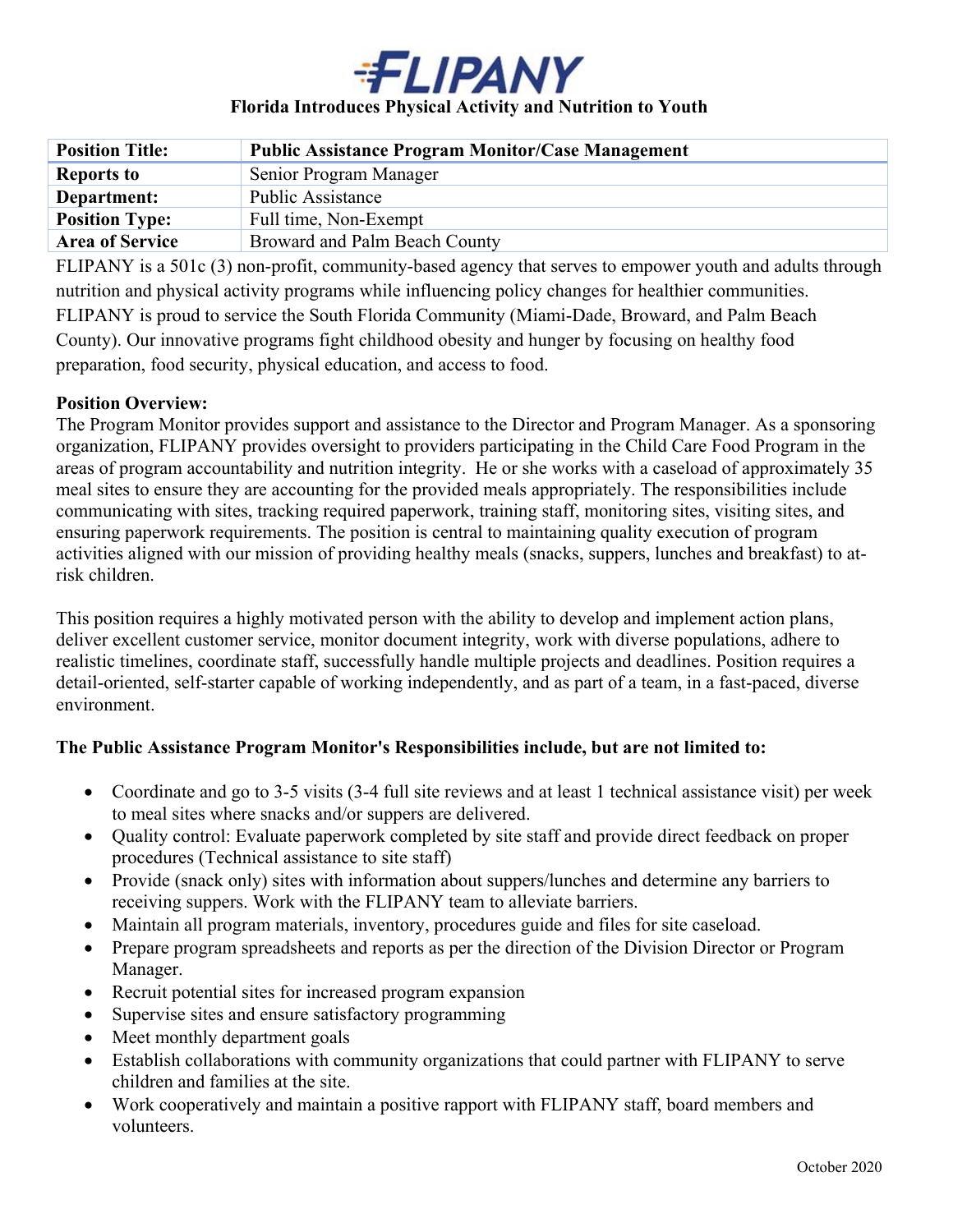# FLIPANY

**Florida Introduces Physical Activity and Nutrition to Youth**

| **Position Title:** | **Public Assistance Program Monitor/Case Management** |
|---|---|
| **Reports to** | Senior Program Manager |
| **Department:** | Public Assistance |
| **Position Type:** | Full time, Non-Exempt |
| **Area of Service** | Broward and Palm Beach County |

FLIPANY is a 501c (3) non-profit, community-based agency that serves to empower youth and adults through nutrition and physical activity programs while influencing policy changes for healthier communities. FLIPANY is proud to service the South Florida Community (Miami-Dade, Broward, and Palm Beach County). Our innovative programs fight childhood obesity and hunger by focusing on healthy food preparation, food security, physical education, and access to food.

**Position Overview:**
The Program Monitor provides support and assistance to the Director and Program Manager. As a sponsoring organization, FLIPANY provides oversight to providers participating in the Child Care Food Program in the areas of program accountability and nutrition integrity. He or she works with a caseload of approximately 35 meal sites to ensure they are accounting for the provided meals appropriately. The responsibilities include communicating with sites, tracking required paperwork, training staff, monitoring sites, visiting sites, and ensuring paperwork requirements. The position is central to maintaining quality execution of program activities aligned with our mission of providing healthy meals (snacks, suppers, lunches and breakfast) to at-risk children.

This position requires a highly motivated person with the ability to develop and implement action plans, deliver excellent customer service, monitor document integrity, work with diverse populations, adhere to realistic timelines, coordinate staff, successfully handle multiple projects and deadlines. Position requires a detail-oriented, self-starter capable of working independently, and as part of a team, in a fast-paced, diverse environment.

**The Public Assistance Program Monitor's Responsibilities include, but are not limited to:**

- Coordinate and go to 3-5 visits (3-4 full site reviews and at least 1 technical assistance visit) per week to meal sites where snacks and/or suppers are delivered.
- Quality control: Evaluate paperwork completed by site staff and provide direct feedback on proper procedures (Technical assistance to site staff)
- Provide (snack only) sites with information about suppers/lunches and determine any barriers to receiving suppers. Work with the FLIPANY team to alleviate barriers.
- Maintain all program materials, inventory, procedures guide and files for site caseload.
- Prepare program spreadsheets and reports as per the direction of the Division Director or Program Manager.
- Recruit potential sites for increased program expansion
- Supervise sites and ensure satisfactory programming
- Meet monthly department goals
- Establish collaborations with community organizations that could partner with FLIPANY to serve children and families at the site.
- Work cooperatively and maintain a positive rapport with FLIPANY staff, board members and volunteers.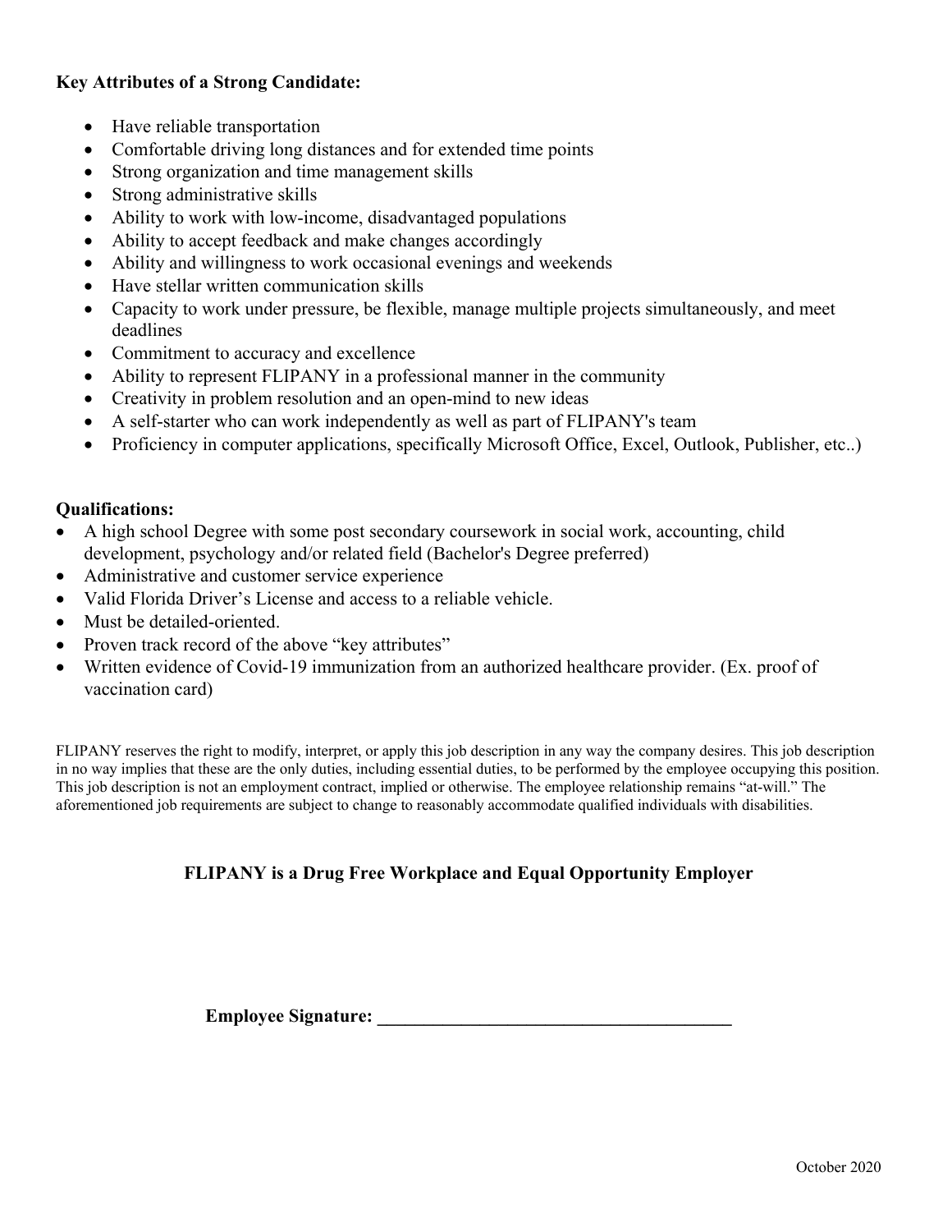**Key Attributes of a Strong Candidate:**

- Have reliable transportation
- Comfortable driving long distances and for extended time points
- Strong organization and time management skills
- Strong administrative skills
- Ability to work with low-income, disadvantaged populations
- Ability to accept feedback and make changes accordingly
- Ability and willingness to work occasional evenings and weekends
- Have stellar written communication skills
- Capacity to work under pressure, be flexible, manage multiple projects simultaneously, and meet deadlines
- Commitment to accuracy and excellence
- Ability to represent FLIPANY in a professional manner in the community
- Creativity in problem resolution and an open-mind to new ideas
- A self-starter who can work independently as well as part of FLIPANY's team
- Proficiency in computer applications, specifically Microsoft Office, Excel, Outlook, Publisher, etc..)

**Qualifications:**

- A high school Degree with some post secondary coursework in social work, accounting, child development, psychology and/or related field (Bachelor's Degree preferred)
- Administrative and customer service experience
- Valid Florida Driver's License and access to a reliable vehicle.
- Must be detailed-oriented.
- Proven track record of the above "key attributes"
- Written evidence of Covid-19 immunization from an authorized healthcare provider. (Ex. proof of vaccination card)

FLIPANY reserves the right to modify, interpret, or apply this job description in any way the company desires. This job description in no way implies that these are the only duties, including essential duties, to be performed by the employee occupying this position. This job description is not an employment contract, implied or otherwise. The employee relationship remains "at-will." The aforementioned job requirements are subject to change to reasonably accommodate qualified individuals with disabilities.

**FLIPANY is a Drug Free Workplace and Equal Opportunity Employer**

**Employee Signature: ________________________________________**

October 2020